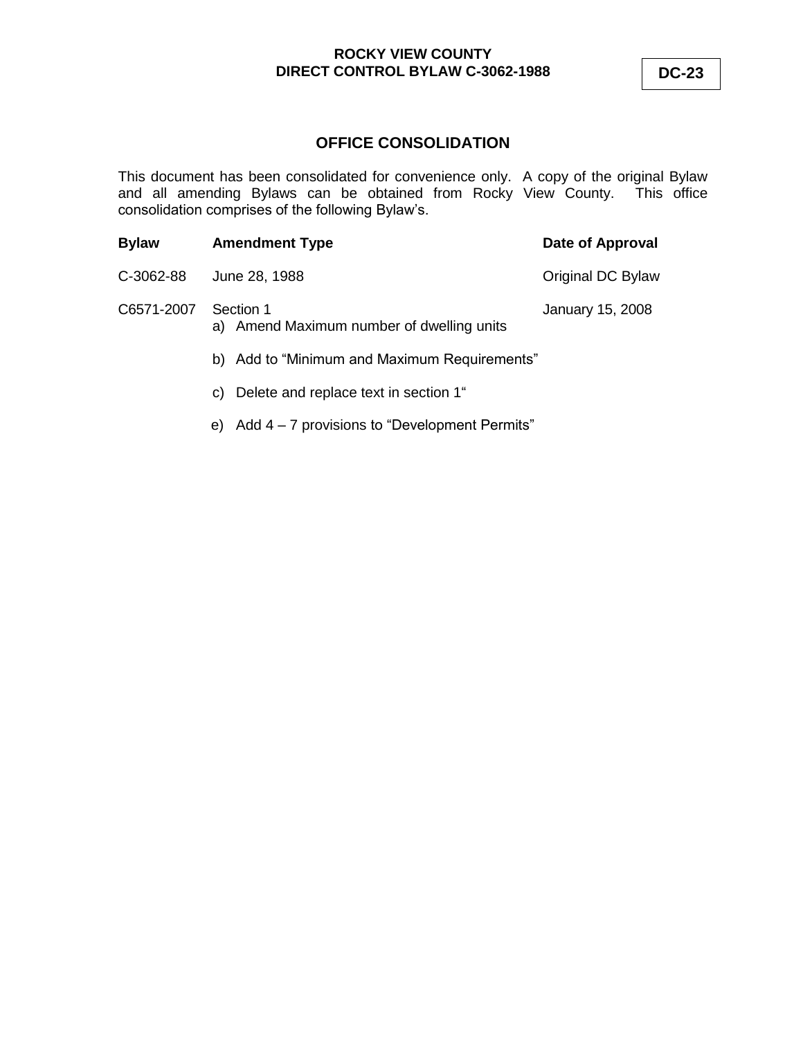**ROCKY VIEW COUNTY**
**DIRECT CONTROL BYLAW C-3062-1988**

**DC-23**

## OFFICE CONSOLIDATION

This document has been consolidated for convenience only. A copy of the original Bylaw and all amending Bylaws can be obtained from Rocky View County. This office consolidation comprises of the following Bylaw's.

| **Bylaw** | **Amendment Type** | **Date of Approval** |
|---|---|---|
| C-3062-88 | June 28, 1988 | Original DC Bylaw |
| C6571-2007 | Section 1<br>a) Amend Maximum number of dwelling units<br>b) Add to "Minimum and Maximum Requirements"<br>c) Delete and replace text in section 1"<br>e) Add 4 – 7 provisions to "Development Permits" | January 15, 2008 |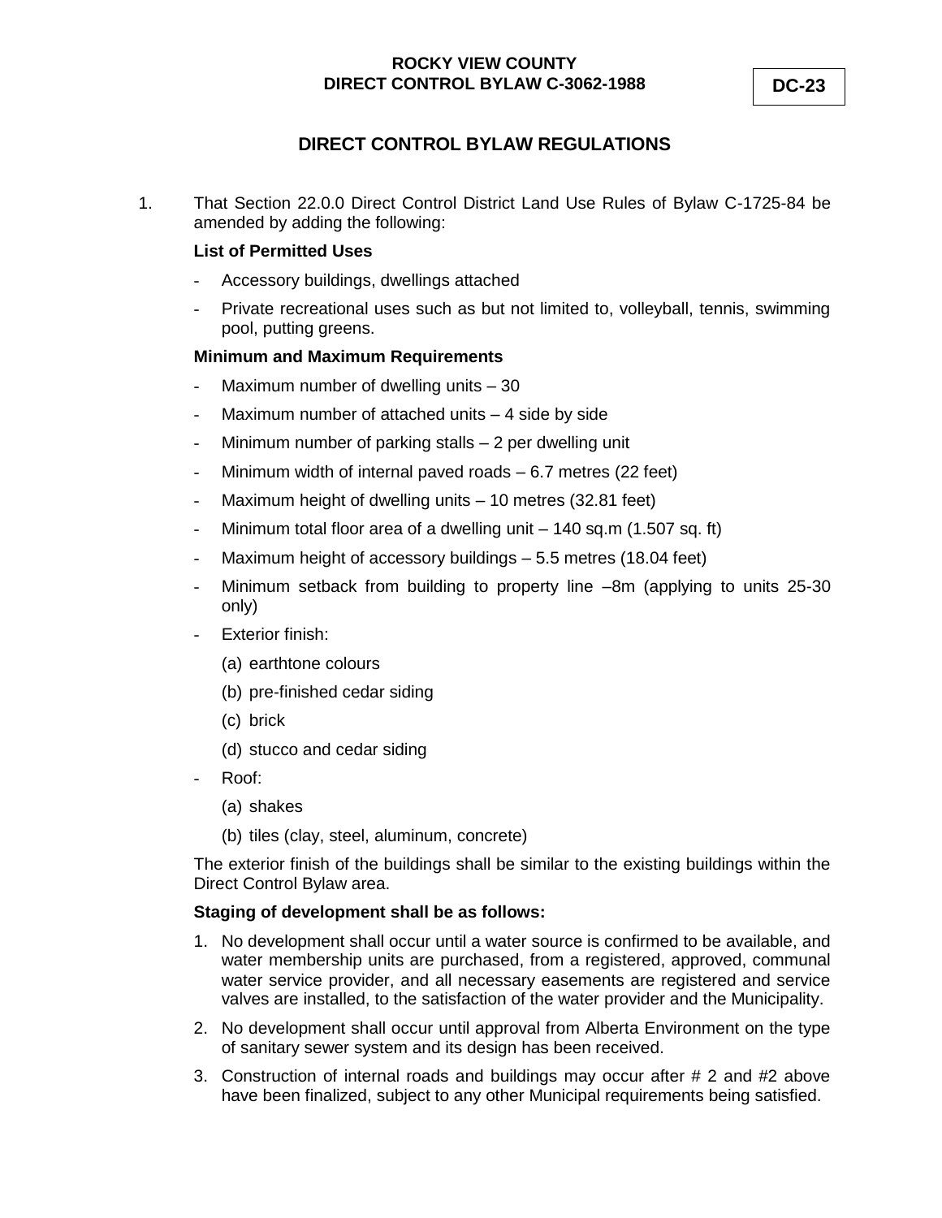**ROCKY VIEW COUNTY**
**DIRECT CONTROL BYLAW C-3062-1988**

**DC-23**

## DIRECT CONTROL BYLAW REGULATIONS

1. That Section 22.0.0 Direct Control District Land Use Rules of Bylaw C-1725-84 be amended by adding the following:

**List of Permitted Uses**

- Accessory buildings, dwellings attached
- Private recreational uses such as but not limited to, volleyball, tennis, swimming pool, putting greens.

**Minimum and Maximum Requirements**

- Maximum number of dwelling units – 30
- Maximum number of attached units – 4 side by side
- Minimum number of parking stalls – 2 per dwelling unit
- Minimum width of internal paved roads – 6.7 metres (22 feet)
- Maximum height of dwelling units – 10 metres (32.81 feet)
- Minimum total floor area of a dwelling unit – 140 sq.m (1.507 sq. ft)
- Maximum height of accessory buildings – 5.5 metres (18.04 feet)
- Minimum setback from building to property line –8m (applying to units 25-30 only)
- Exterior finish:
    (a) earthtone colours
    (b) pre-finished cedar siding
    (c) brick
    (d) stucco and cedar siding
- Roof:
    (a) shakes
    (b) tiles (clay, steel, aluminum, concrete)

The exterior finish of the buildings shall be similar to the existing buildings within the Direct Control Bylaw area.

**Staging of development shall be as follows:**

1. No development shall occur until a water source is confirmed to be available, and water membership units are purchased, from a registered, approved, communal water service provider, and all necessary easements are registered and service valves are installed, to the satisfaction of the water provider and the Municipality.
2. No development shall occur until approval from Alberta Environment on the type of sanitary sewer system and its design has been received.
3. Construction of internal roads and buildings may occur after # 2 and #2 above have been finalized, subject to any other Municipal requirements being satisfied.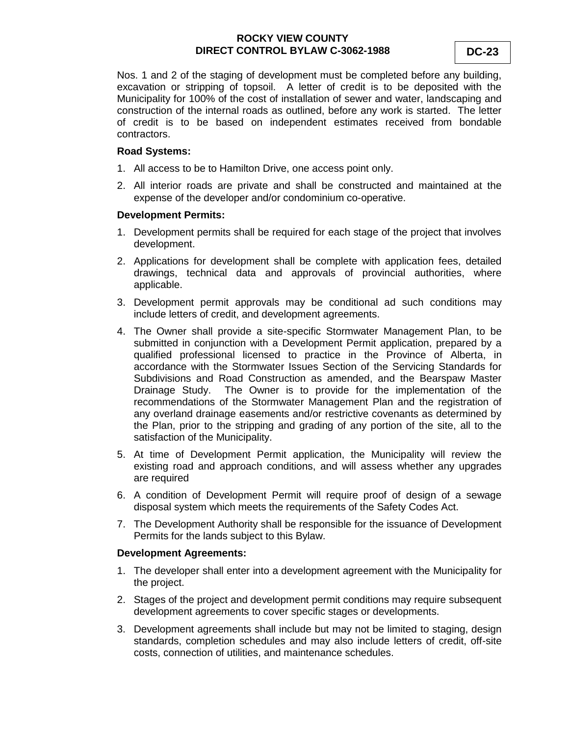Nos. 1 and 2 of the staging of development must be completed before any building, excavation or stripping of topsoil. A letter of credit is to be deposited with the Municipality for 100% of the cost of installation of sewer and water, landscaping and construction of the internal roads as outlined, before any work is started. The letter of credit is to be based on independent estimates received from bondable contractors.

**Road Systems:**

1. All access to be to Hamilton Drive, one access point only.
2. All interior roads are private and shall be constructed and maintained at the expense of the developer and/or condominium co-operative.

**Development Permits:**

1. Development permits shall be required for each stage of the project that involves development.
2. Applications for development shall be complete with application fees, detailed drawings, technical data and approvals of provincial authorities, where applicable.
3. Development permit approvals may be conditional ad such conditions may include letters of credit, and development agreements.
4. The Owner shall provide a site-specific Stormwater Management Plan, to be submitted in conjunction with a Development Permit application, prepared by a qualified professional licensed to practice in the Province of Alberta, in accordance with the Stormwater Issues Section of the Servicing Standards for Subdivisions and Road Construction as amended, and the Bearspaw Master Drainage Study. The Owner is to provide for the implementation of the recommendations of the Stormwater Management Plan and the registration of any overland drainage easements and/or restrictive covenants as determined by the Plan, prior to the stripping and grading of any portion of the site, all to the satisfaction of the Municipality.
5. At time of Development Permit application, the Municipality will review the existing road and approach conditions, and will assess whether any upgrades are required
6. A condition of Development Permit will require proof of design of a sewage disposal system which meets the requirements of the Safety Codes Act.
7. The Development Authority shall be responsible for the issuance of Development Permits for the lands subject to this Bylaw.

**Development Agreements:**

1. The developer shall enter into a development agreement with the Municipality for the project.
2. Stages of the project and development permit conditions may require subsequent development agreements to cover specific stages or developments.
3. Development agreements shall include but may not be limited to staging, design standards, completion schedules and may also include letters of credit, off-site costs, connection of utilities, and maintenance schedules.